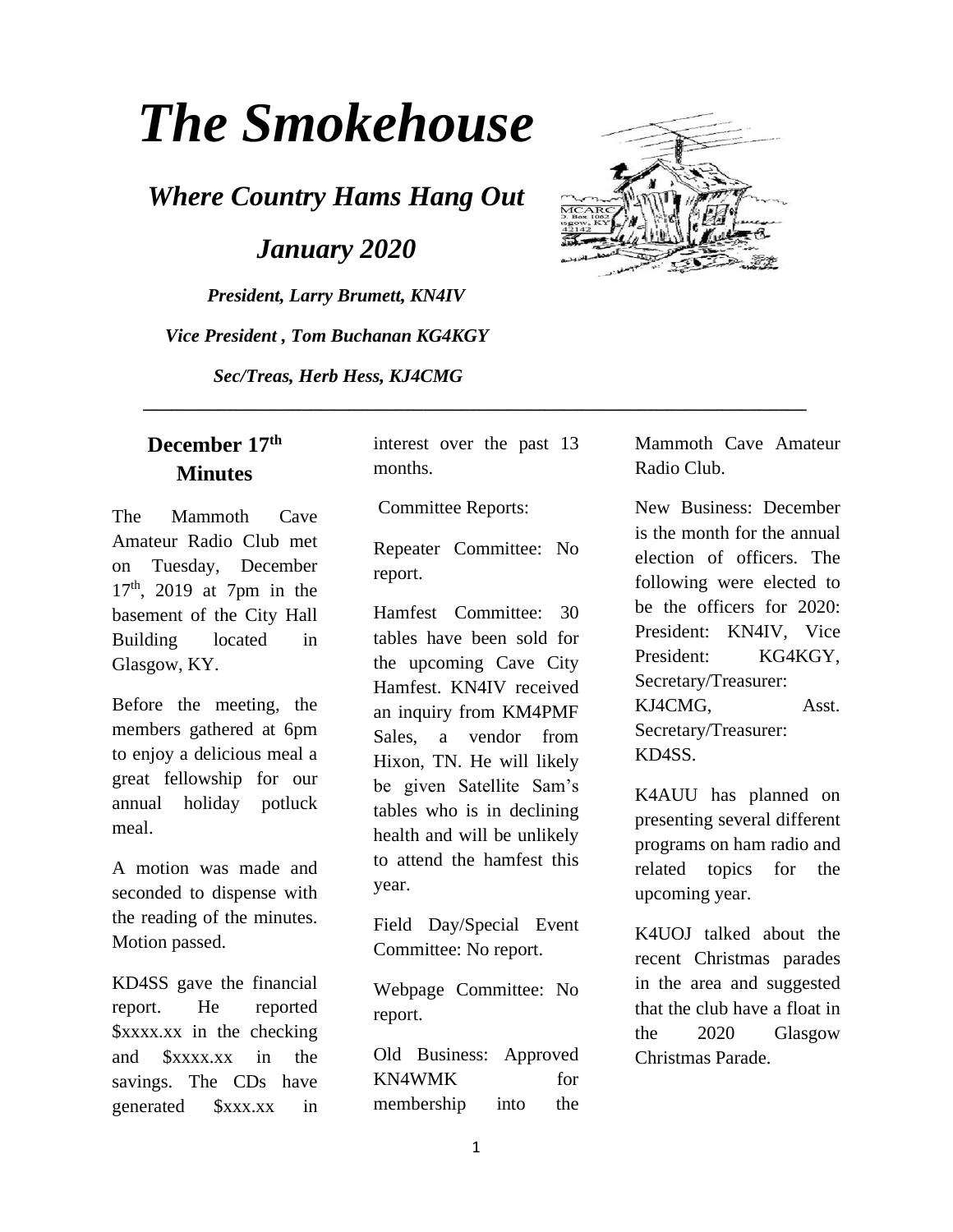# *The Smokehouse*

## *Where Country Hams Hang Out*

## *January 2020*

***President, Larry Brumett, KN4IV***

***Vice President , Tom Buchanan KG4KGY***

***Sec/Treas, Herb Hess, KJ4CMG***

---

## December 17th Minutes

The Mammoth Cave Amateur Radio Club met on Tuesday, December 17th, 2019 at 7pm in the basement of the City Hall Building located in Glasgow, KY.

Before the meeting, the members gathered at 6pm to enjoy a delicious meal a great fellowship for our annual holiday potluck meal.

A motion was made and seconded to dispense with the reading of the minutes. Motion passed.

KD4SS gave the financial report. He reported $xxxx.xx in the checking and $xxxx.xx in the savings. The CDs have generated $xxx.xx in interest over the past 13 months.

Committee Reports:

Repeater Committee: No report.

Hamfest Committee: 30 tables have been sold for the upcoming Cave City Hamfest. KN4IV received an inquiry from KM4PMF Sales, a vendor from Hixon, TN. He will likely be given Satellite Sam's tables who is in declining health and will be unlikely to attend the hamfest this year.

Field Day/Special Event Committee: No report.

Webpage Committee: No report.

Old Business: Approved KN4WMK for membership into the Mammoth Cave Amateur Radio Club.

New Business: December is the month for the annual election of officers. The following were elected to be the officers for 2020: President: KN4IV, Vice President: KG4KGY, Secretary/Treasurer: KJ4CMG, Asst. Secretary/Treasurer: KD4SS.

K4AUU has planned on presenting several different programs on ham radio and related topics for the upcoming year.

K4UOJ talked about the recent Christmas parades in the area and suggested that the club have a float in the 2020 Glasgow Christmas Parade.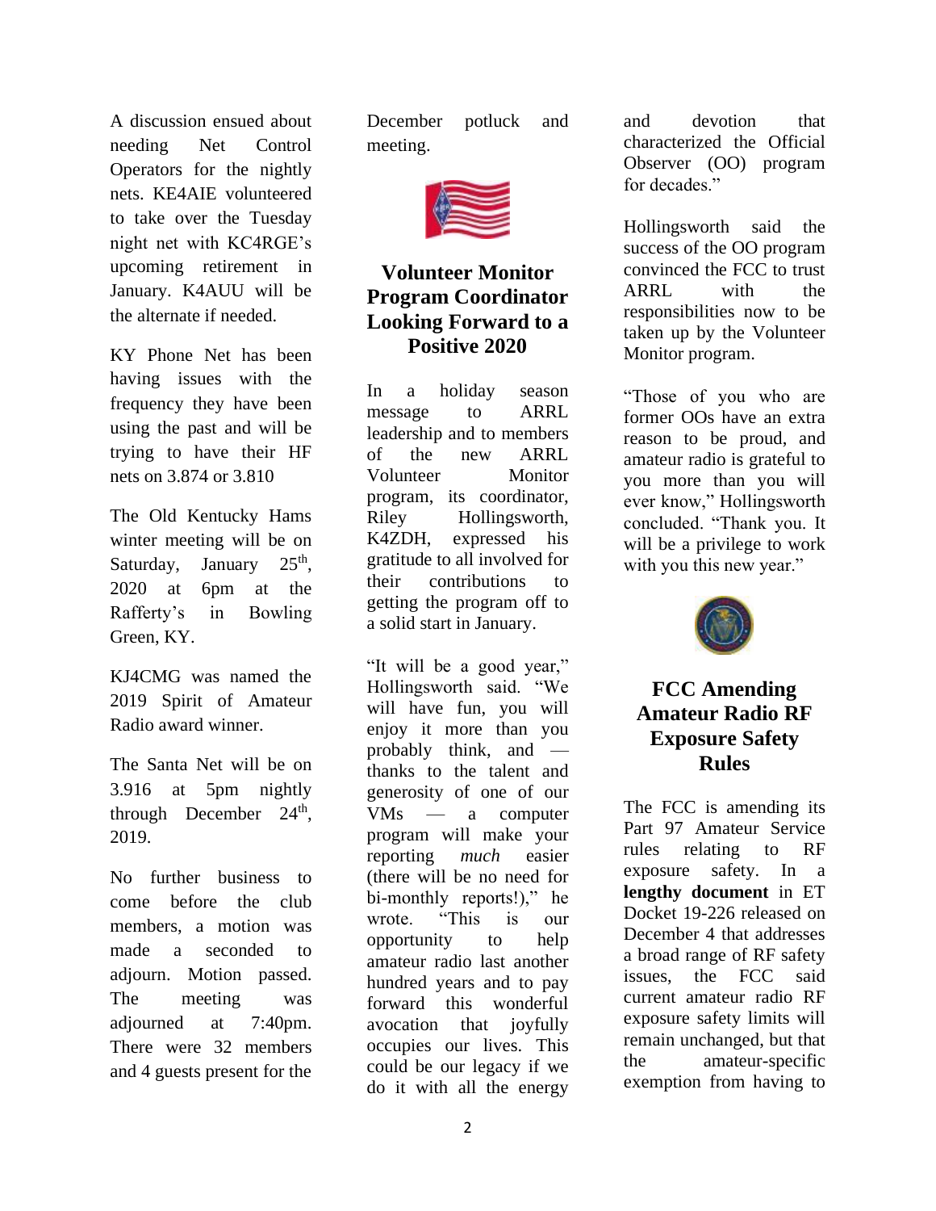A discussion ensued about needing Net Control Operators for the nightly nets. KE4AIE volunteered to take over the Tuesday night net with KC4RGE's upcoming retirement in January. K4AUU will be the alternate if needed.

KY Phone Net has been having issues with the frequency they have been using the past and will be trying to have their HF nets on 3.874 or 3.810

The Old Kentucky Hams winter meeting will be on Saturday, January 25th, 2020 at 6pm at the Rafferty's in Bowling Green, KY.

KJ4CMG was named the 2019 Spirit of Amateur Radio award winner.

The Santa Net will be on 3.916 at 5pm nightly through December 24th, 2019.

No further business to come before the club members, a motion was made a seconded to adjourn. Motion passed. The meeting was adjourned at 7:40pm. There were 32 members and 4 guests present for the December potluck and meeting.

## Volunteer Monitor Program Coordinator Looking Forward to a Positive 2020

In a holiday season message to ARRL leadership and to members of the new ARRL Volunteer Monitor program, its coordinator, Riley Hollingsworth, K4ZDH, expressed his gratitude to all involved for their contributions to getting the program off to a solid start in January.

"It will be a good year," Hollingsworth said. "We will have fun, you will enjoy it more than you probably think, and — thanks to the talent and generosity of one of our VMs — a computer program will make your reporting *much* easier (there will be no need for bi-monthly reports!)," he wrote. "This is our opportunity to help amateur radio last another hundred years and to pay forward this wonderful avocation that joyfully occupies our lives. This could be our legacy if we do it with all the energy and devotion that characterized the Official Observer (OO) program for decades."

Hollingsworth said the success of the OO program convinced the FCC to trust ARRL with the responsibilities now to be taken up by the Volunteer Monitor program.

"Those of you who are former OOs have an extra reason to be proud, and amateur radio is grateful to you more than you will ever know," Hollingsworth concluded. "Thank you. It will be a privilege to work with you this new year."

## FCC Amending Amateur Radio RF Exposure Safety Rules

The FCC is amending its Part 97 Amateur Service rules relating to RF exposure safety. In a **lengthy document** in ET Docket 19-226 released on December 4 that addresses a broad range of RF safety issues, the FCC said current amateur radio RF exposure safety limits will remain unchanged, but that the amateur-specific exemption from having to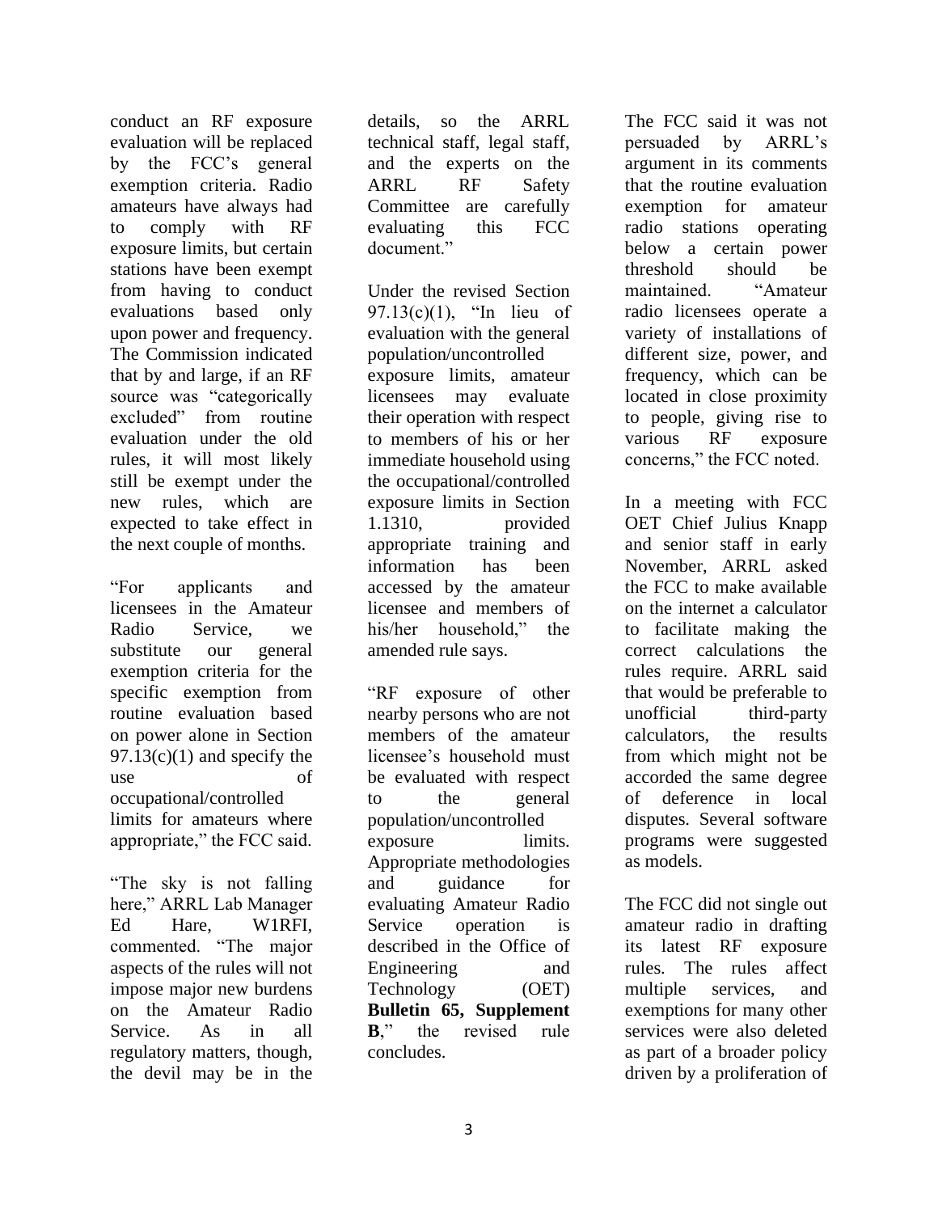conduct an RF exposure evaluation will be replaced by the FCC's general exemption criteria. Radio amateurs have always had to comply with RF exposure limits, but certain stations have been exempt from having to conduct evaluations based only upon power and frequency. The Commission indicated that by and large, if an RF source was "categorically excluded" from routine evaluation under the old rules, it will most likely still be exempt under the new rules, which are expected to take effect in the next couple of months.

"For applicants and licensees in the Amateur Radio Service, we substitute our general exemption criteria for the specific exemption from routine evaluation based on power alone in Section 97.13(c)(1) and specify the use of occupational/controlled limits for amateurs where appropriate," the FCC said.

"The sky is not falling here," ARRL Lab Manager Ed Hare, W1RFI, commented. "The major aspects of the rules will not impose major new burdens on the Amateur Radio Service. As in all regulatory matters, though, the devil may be in the details, so the ARRL technical staff, legal staff, and the experts on the ARRL RF Safety Committee are carefully evaluating this FCC document."

Under the revised Section 97.13(c)(1), "In lieu of evaluation with the general population/uncontrolled exposure limits, amateur licensees may evaluate their operation with respect to members of his or her immediate household using the occupational/controlled exposure limits in Section 1.1310, provided appropriate training and information has been accessed by the amateur licensee and members of his/her household," the amended rule says.

"RF exposure of other nearby persons who are not members of the amateur licensee's household must be evaluated with respect to the general population/uncontrolled exposure limits. Appropriate methodologies and guidance for evaluating Amateur Radio Service operation is described in the Office of Engineering and Technology (OET) **Bulletin 65, Supplement B**," the revised rule concludes.

The FCC said it was not persuaded by ARRL's argument in its comments that the routine evaluation exemption for amateur radio stations operating below a certain power threshold should be maintained. "Amateur radio licensees operate a variety of installations of different size, power, and frequency, which can be located in close proximity to people, giving rise to various RF exposure concerns," the FCC noted.

In a meeting with FCC OET Chief Julius Knapp and senior staff in early November, ARRL asked the FCC to make available on the internet a calculator to facilitate making the correct calculations the rules require. ARRL said that would be preferable to unofficial third-party calculators, the results from which might not be accorded the same degree of deference in local disputes. Several software programs were suggested as models.

The FCC did not single out amateur radio in drafting its latest RF exposure rules. The rules affect multiple services, and exemptions for many other services were also deleted as part of a broader policy driven by a proliferation of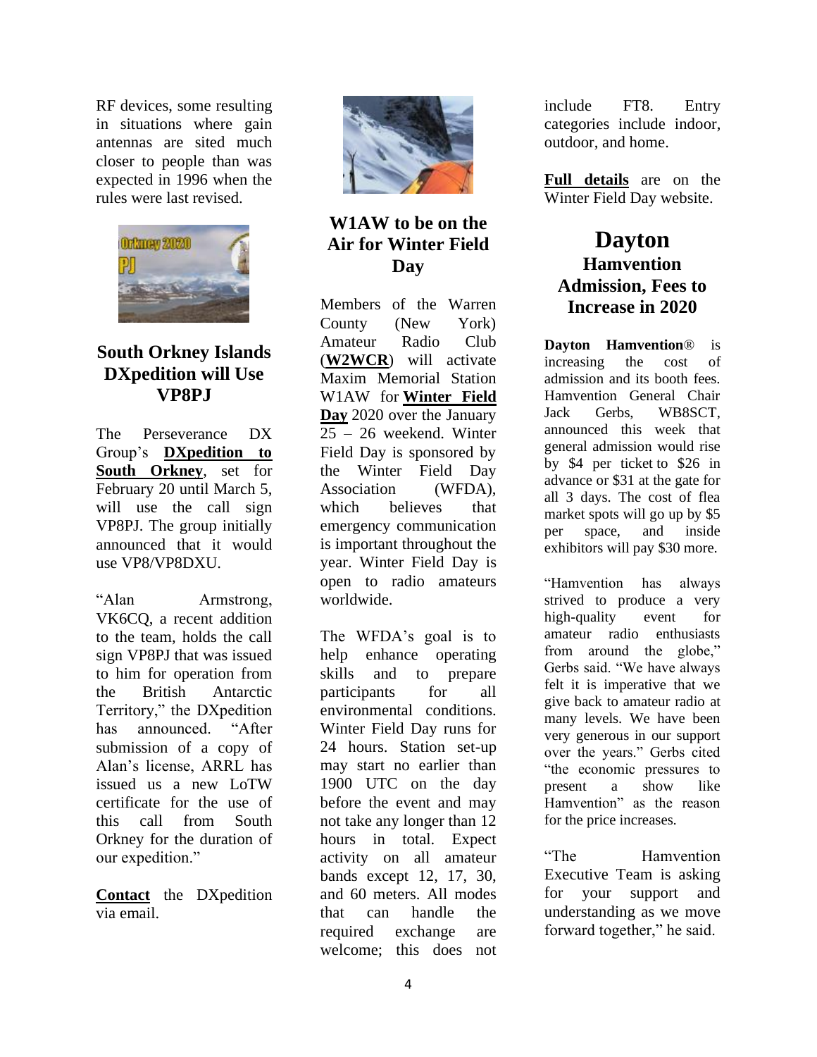RF devices, some resulting in situations where gain antennas are sited much closer to people than was expected in 1996 when the rules were last revised.

## South Orkney Islands DXpedition will Use VP8PJ

The Perseverance DX Group's **DXpedition to South Orkney**, set for February 20 until March 5, will use the call sign VP8PJ. The group initially announced that it would use VP8/VP8DXU.

"Alan Armstrong, VK6CQ, a recent addition to the team, holds the call sign VP8PJ that was issued to him for operation from the British Antarctic Territory," the DXpedition has announced. "After submission of a copy of Alan's license, ARRL has issued us a new LoTW certificate for the use of this call from South Orkney for the duration of our expedition."

**Contact** the DXpedition via email.

## W1AW to be on the Air for Winter Field Day

Members of the Warren County (New York) Amateur Radio Club (**W2WCR**) will activate Maxim Memorial Station W1AW for **Winter Field Day** 2020 over the January 25 – 26 weekend. Winter Field Day is sponsored by the Winter Field Day Association (WFDA), which believes that emergency communication is important throughout the year. Winter Field Day is open to radio amateurs worldwide.

The WFDA's goal is to help enhance operating skills and to prepare participants for all environmental conditions. Winter Field Day runs for 24 hours. Station set-up may start no earlier than 1900 UTC on the day before the event and may not take any longer than 12 hours in total. Expect activity on all amateur bands except 12, 17, 30, and 60 meters. All modes that can handle the required exchange are welcome; this does not include FT8. Entry categories include indoor, outdoor, and home.

**Full details** are on the Winter Field Day website.

## Dayton Hamvention Admission, Fees to Increase in 2020

**Dayton Hamvention**® is increasing the cost of admission and its booth fees. Hamvention General Chair Jack Gerbs, WB8SCT, announced this week that general admission would rise by $4 per ticket to $26 in advance or $31 at the gate for all 3 days. The cost of flea market spots will go up by $5 per space, and inside exhibitors will pay $30 more.

"Hamvention has always strived to produce a very high-quality event for amateur radio enthusiasts from around the globe," Gerbs said. "We have always felt it is imperative that we give back to amateur radio at many levels. We have been very generous in our support over the years." Gerbs cited "the economic pressures to present a show like Hamvention" as the reason for the price increases.

"The Hamvention Executive Team is asking for your support and understanding as we move forward together," he said.